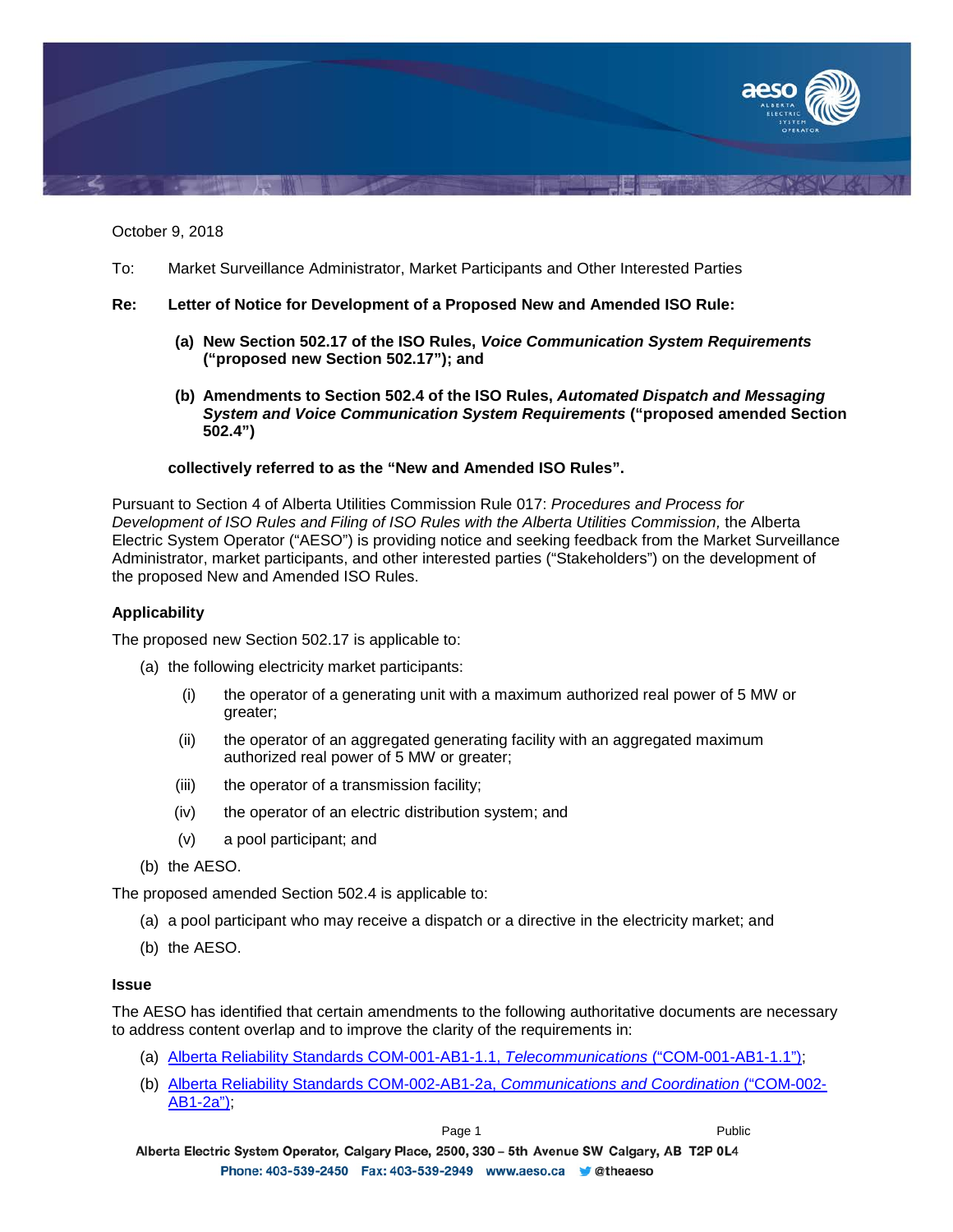October 9, 2018

To: Market Surveillance Administrator, Market Participants and Other Interested Parties

**Re: Letter of Notice for Development of a Proposed New and Amended ISO Rule:**

**(a) New Section 502.17 of the ISO Rules, *Voice Communication System Requirements* ("proposed new Section 502.17"); and**

**(b) Amendments to Section 502.4 of the ISO Rules, *Automated Dispatch and Messaging System and Voice Communication System Requirements* ("proposed amended Section 502.4")**

**collectively referred to as the "New and Amended ISO Rules".**

Pursuant to Section 4 of Alberta Utilities Commission Rule 017: *Procedures and Process for Development of ISO Rules and Filing of ISO Rules with the Alberta Utilities Commission,* the Alberta Electric System Operator ("AESO") is providing notice and seeking feedback from the Market Surveillance Administrator, market participants, and other interested parties ("Stakeholders") on the development of the proposed New and Amended ISO Rules.

**Applicability**

The proposed new Section 502.17 is applicable to:

(a) the following electricity market participants:

   (i) the operator of a generating unit with a maximum authorized real power of 5 MW or greater;

   (ii) the operator of an aggregated generating facility with an aggregated maximum authorized real power of 5 MW or greater;

   (iii) the operator of a transmission facility;

   (iv) the operator of an electric distribution system; and

   (v) a pool participant; and

(b) the AESO.

The proposed amended Section 502.4 is applicable to:

(a) a pool participant who may receive a dispatch or a directive in the electricity market; and

(b) the AESO.

**Issue**

The AESO has identified that certain amendments to the following authoritative documents are necessary to address content overlap and to improve the clarity of the requirements in:

(a) Alberta Reliability Standards COM-001-AB1-1.1, *Telecommunications* ("COM-001-AB1-1.1");

(b) Alberta Reliability Standards COM-002-AB1-2a, *Communications and Coordination* ("COM-002-AB1-2a");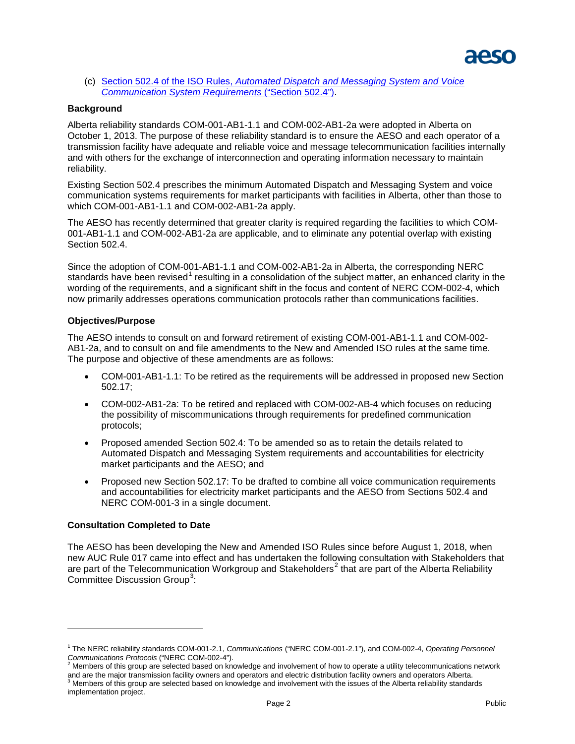(c) [Section 502.4 of the ISO Rules, *Automated Dispatch and Messaging System and Voice Communication System Requirements* ("Section 502.4")](#).

**Background**

Alberta reliability standards COM-001-AB1-1.1 and COM-002-AB1-2a were adopted in Alberta on October 1, 2013. The purpose of these reliability standard is to ensure the AESO and each operator of a transmission facility have adequate and reliable voice and message telecommunication facilities internally and with others for the exchange of interconnection and operating information necessary to maintain reliability.

Existing Section 502.4 prescribes the minimum Automated Dispatch and Messaging System and voice communication systems requirements for market participants with facilities in Alberta, other than those to which COM-001-AB1-1.1 and COM-002-AB1-2a apply.

The AESO has recently determined that greater clarity is required regarding the facilities to which COM-001-AB1-1.1 and COM-002-AB1-2a are applicable, and to eliminate any potential overlap with existing Section 502.4.

Since the adoption of COM-001-AB1-1.1 and COM-002-AB1-2a in Alberta, the corresponding NERC standards have been revised[1] resulting in a consolidation of the subject matter, an enhanced clarity in the wording of the requirements, and a significant shift in the focus and content of NERC COM-002-4, which now primarily addresses operations communication protocols rather than communications facilities.

**Objectives/Purpose**

The AESO intends to consult on and forward retirement of existing COM-001-AB1-1.1 and COM-002-AB1-2a, and to consult on and file amendments to the New and Amended ISO rules at the same time. The purpose and objective of these amendments are as follows:

- COM-001-AB1-1.1: To be retired as the requirements will be addressed in proposed new Section 502.17;
- COM-002-AB1-2a: To be retired and replaced with COM-002-AB-4 which focuses on reducing the possibility of miscommunications through requirements for predefined communication protocols;
- Proposed amended Section 502.4: To be amended so as to retain the details related to Automated Dispatch and Messaging System requirements and accountabilities for electricity market participants and the AESO; and
- Proposed new Section 502.17: To be drafted to combine all voice communication requirements and accountabilities for electricity market participants and the AESO from Sections 502.4 and NERC COM-001-3 in a single document.

**Consultation Completed to Date**

The AESO has been developing the New and Amended ISO Rules since before August 1, 2018, when new AUC Rule 017 came into effect and has undertaken the following consultation with Stakeholders that are part of the Telecommunication Workgroup and Stakeholders[2] that are part of the Alberta Reliability Committee Discussion Group[3]:

---

[1] The NERC reliability standards COM-001-2.1, *Communications* ("NERC COM-001-2.1"), and COM-002-4, *Operating Personnel Communications Protocols* ("NERC COM-002-4").

[2] Members of this group are selected based on knowledge and involvement of how to operate a utility telecommunications network and are the major transmission facility owners and operators and electric distribution facility owners and operators Alberta.

[3] Members of this group are selected based on knowledge and involvement with the issues of the Alberta reliability standards implementation project.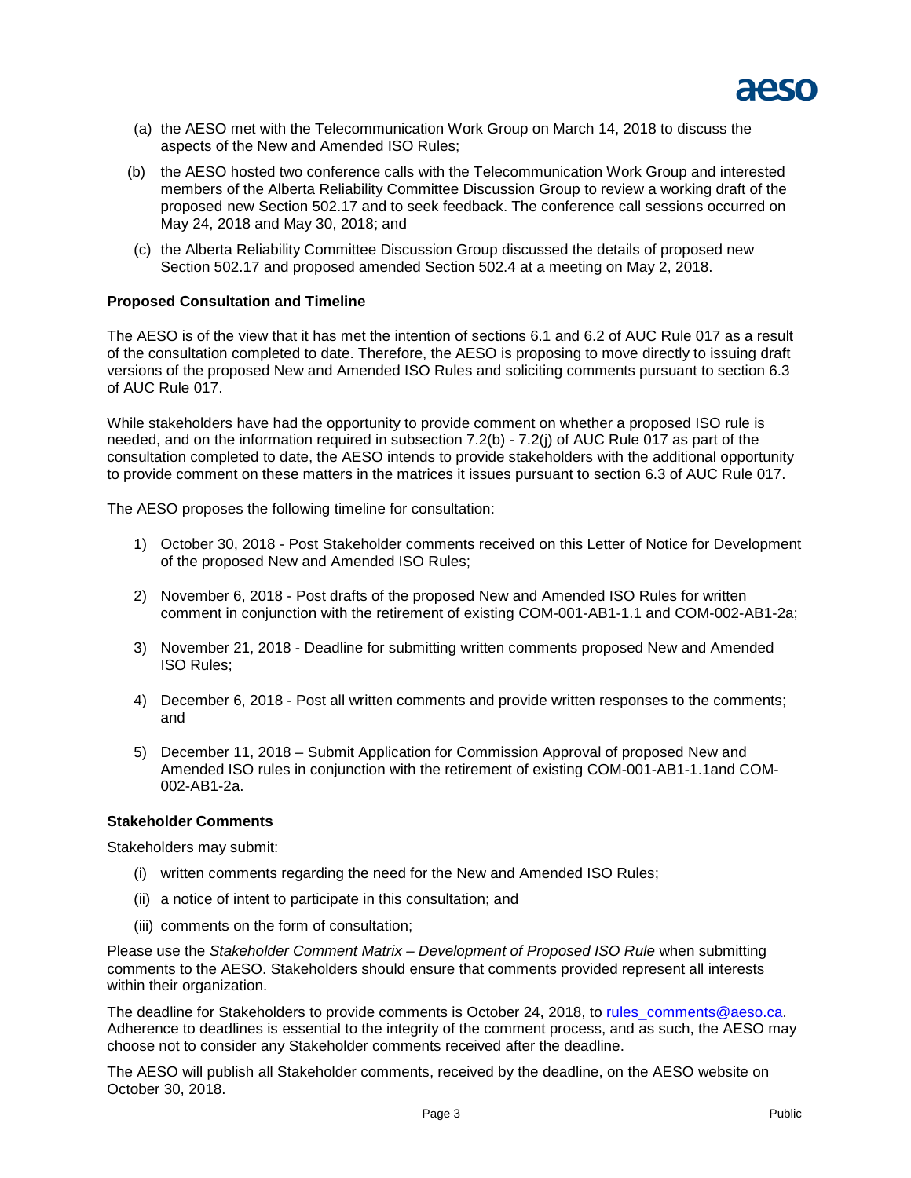(a) the AESO met with the Telecommunication Work Group on March 14, 2018 to discuss the aspects of the New and Amended ISO Rules;

(b) the AESO hosted two conference calls with the Telecommunication Work Group and interested members of the Alberta Reliability Committee Discussion Group to review a working draft of the proposed new Section 502.17 and to seek feedback. The conference call sessions occurred on May 24, 2018 and May 30, 2018; and

(c) the Alberta Reliability Committee Discussion Group discussed the details of proposed new Section 502.17 and proposed amended Section 502.4 at a meeting on May 2, 2018.

**Proposed Consultation and Timeline**

The AESO is of the view that it has met the intention of sections 6.1 and 6.2 of AUC Rule 017 as a result of the consultation completed to date. Therefore, the AESO is proposing to move directly to issuing draft versions of the proposed New and Amended ISO Rules and soliciting comments pursuant to section 6.3 of AUC Rule 017.

While stakeholders have had the opportunity to provide comment on whether a proposed ISO rule is needed, and on the information required in subsection 7.2(b) - 7.2(j) of AUC Rule 017 as part of the consultation completed to date, the AESO intends to provide stakeholders with the additional opportunity to provide comment on these matters in the matrices it issues pursuant to section 6.3 of AUC Rule 017.

The AESO proposes the following timeline for consultation:

1) October 30, 2018 - Post Stakeholder comments received on this Letter of Notice for Development of the proposed New and Amended ISO Rules;

2) November 6, 2018 - Post drafts of the proposed New and Amended ISO Rules for written comment in conjunction with the retirement of existing COM-001-AB1-1.1 and COM-002-AB1-2a;

3) November 21, 2018 - Deadline for submitting written comments proposed New and Amended ISO Rules;

4) December 6, 2018 - Post all written comments and provide written responses to the comments; and

5) December 11, 2018 – Submit Application for Commission Approval of proposed New and Amended ISO rules in conjunction with the retirement of existing COM-001-AB1-1.1and COM-002-AB1-2a.

**Stakeholder Comments**

Stakeholders may submit:

(i) written comments regarding the need for the New and Amended ISO Rules;

(ii) a notice of intent to participate in this consultation; and

(iii) comments on the form of consultation;

Please use the *Stakeholder Comment Matrix – Development of Proposed ISO Rule* when submitting comments to the AESO. Stakeholders should ensure that comments provided represent all interests within their organization.

The deadline for Stakeholders to provide comments is October 24, 2018, to rules_comments@aeso.ca. Adherence to deadlines is essential to the integrity of the comment process, and as such, the AESO may choose not to consider any Stakeholder comments received after the deadline.

The AESO will publish all Stakeholder comments, received by the deadline, on the AESO website on October 30, 2018.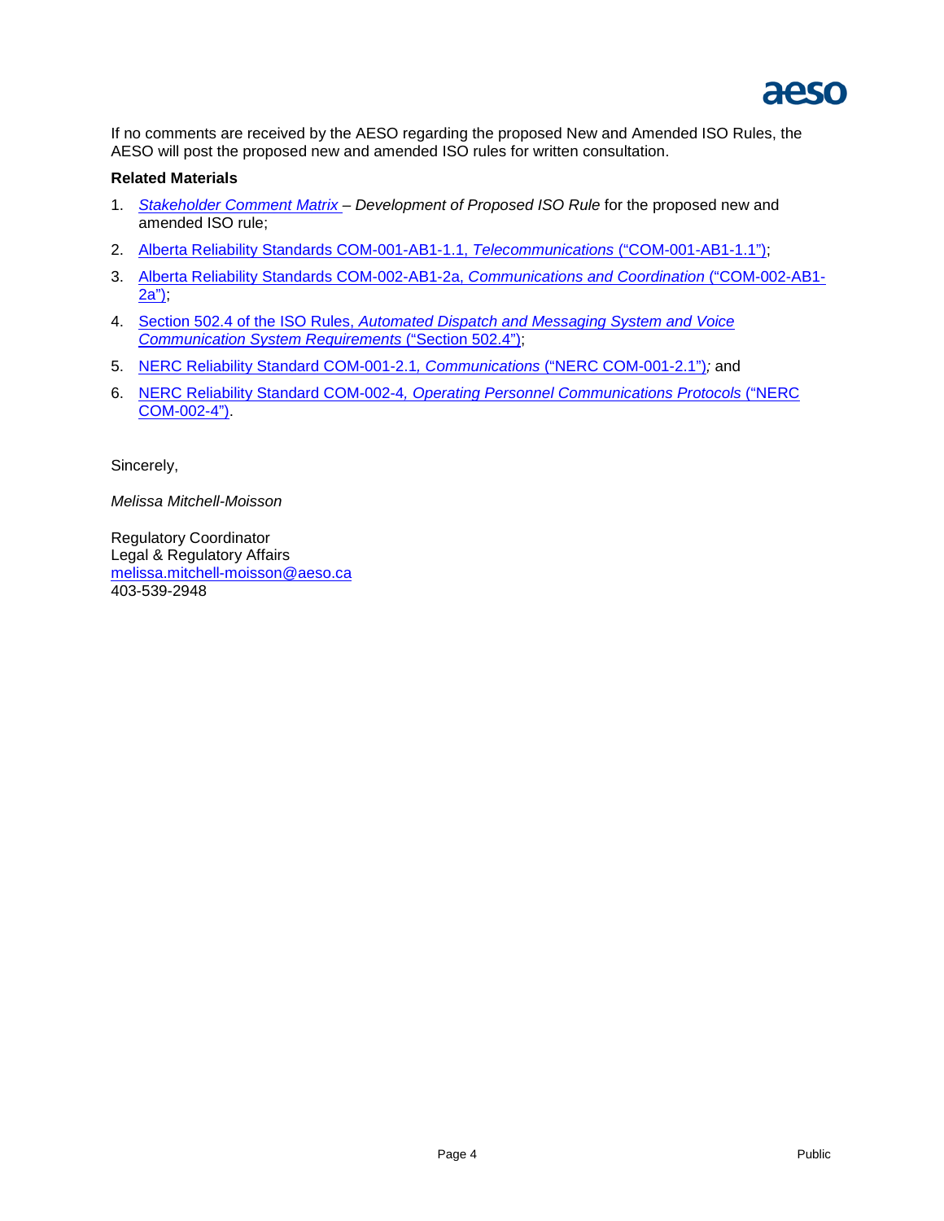If no comments are received by the AESO regarding the proposed New and Amended ISO Rules, the AESO will post the proposed new and amended ISO rules for written consultation.

**Related Materials**

1. *Stakeholder Comment Matrix – Development of Proposed ISO Rule* for the proposed new and amended ISO rule;
2. Alberta Reliability Standards COM-001-AB1-1.1, *Telecommunications* ("COM-001-AB1-1.1");
3. Alberta Reliability Standards COM-002-AB1-2a, *Communications and Coordination* ("COM-002-AB1-2a");
4. Section 502.4 of the ISO Rules, *Automated Dispatch and Messaging System and Voice Communication System Requirements* ("Section 502.4");
5. NERC Reliability Standard COM-001-2.1, *Communications* ("NERC COM-001-2.1"); and
6. NERC Reliability Standard COM-002-4, *Operating Personnel Communications Protocols* ("NERC COM-002-4").

Sincerely,

*Melissa Mitchell-Moisson*

Regulatory Coordinator
Legal & Regulatory Affairs
melissa.mitchell-moisson@aeso.ca
403-539-2948